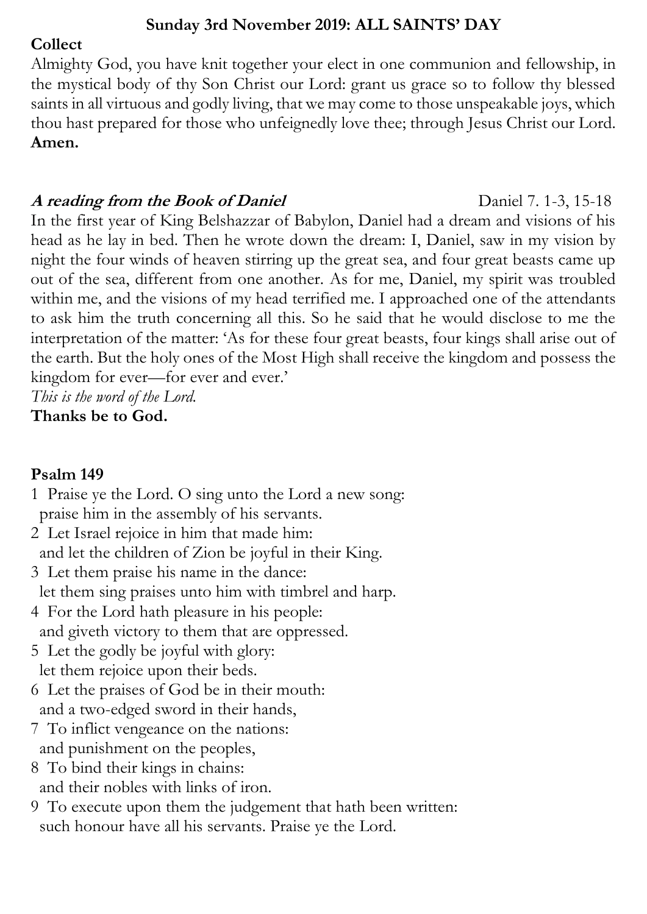## Sunday 3rd November 2019: ALL SAINTS' DAY

**Collect**

Almighty God, you have knit together your elect in one communion and fellowship, in the mystical body of thy Son Christ our Lord: grant us grace so to follow thy blessed saints in all virtuous and godly living, that we may come to those unspeakable joys, which thou hast prepared for those who unfeignedly love thee; through Jesus Christ our Lord. **Amen.**

***A reading from the Book of Daniel*** Daniel 7. 1-3, 15-18

In the first year of King Belshazzar of Babylon, Daniel had a dream and visions of his head as he lay in bed. Then he wrote down the dream: I, Daniel, saw in my vision by night the four winds of heaven stirring up the great sea, and four great beasts came up out of the sea, different from one another. As for me, Daniel, my spirit was troubled within me, and the visions of my head terrified me. I approached one of the attendants to ask him the truth concerning all this. So he said that he would disclose to me the interpretation of the matter: 'As for these four great beasts, four kings shall arise out of the earth. But the holy ones of the Most High shall receive the kingdom and possess the kingdom for ever—for ever and ever.'

*This is the word of the Lord.*

**Thanks be to God.**

**Psalm 149**

1 Praise ye the Lord. O sing unto the Lord a new song:
praise him in the assembly of his servants.

2 Let Israel rejoice in him that made him:
and let the children of Zion be joyful in their King.

3 Let them praise his name in the dance:
let them sing praises unto him with timbrel and harp.

4 For the Lord hath pleasure in his people:
and giveth victory to them that are oppressed.

5 Let the godly be joyful with glory:
let them rejoice upon their beds.

6 Let the praises of God be in their mouth:
and a two-edged sword in their hands,

7 To inflict vengeance on the nations:
and punishment on the peoples,

8 To bind their kings in chains:
and their nobles with links of iron.

9 To execute upon them the judgement that hath been written:
such honour have all his servants. Praise ye the Lord.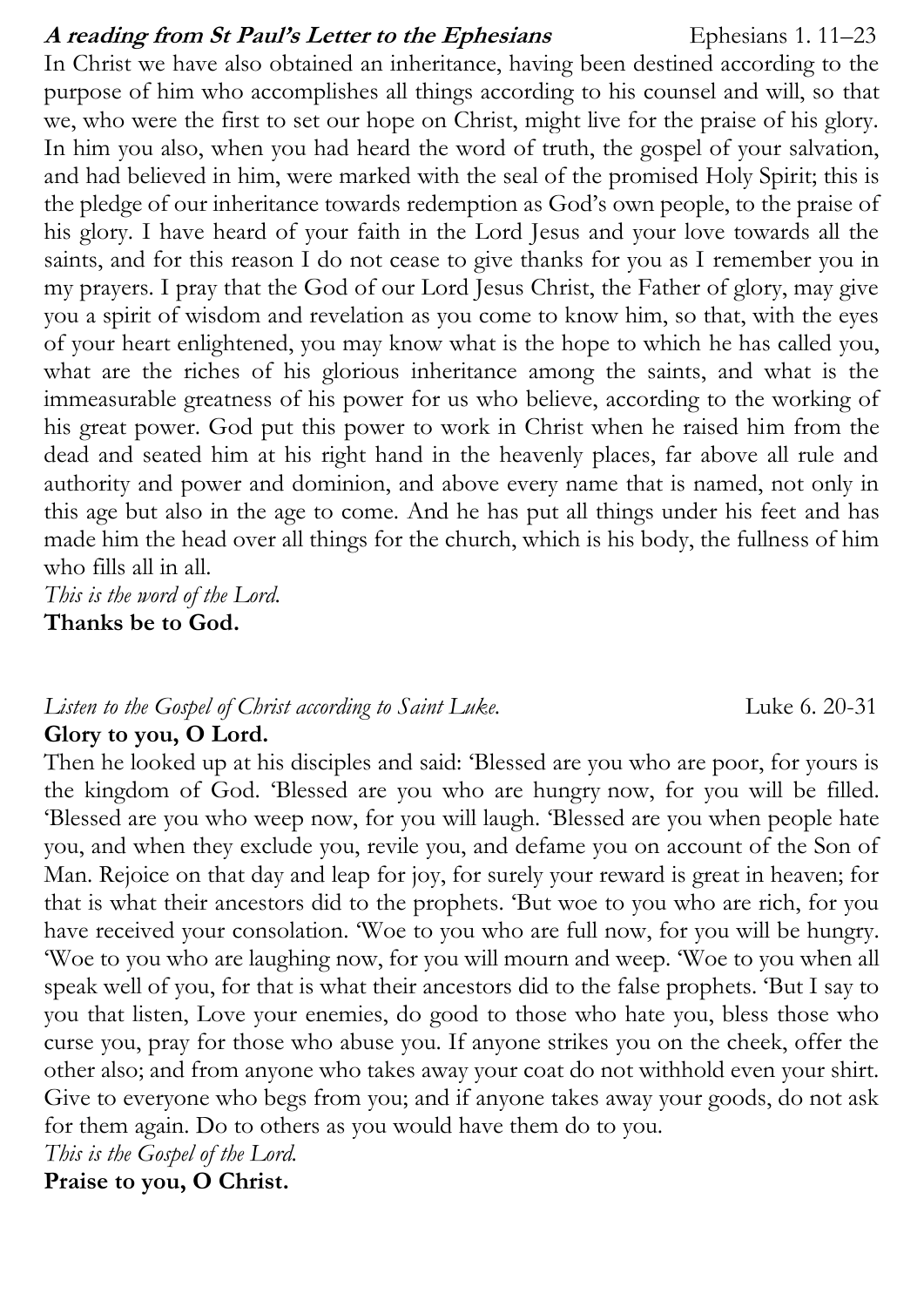***A reading from St Paul's Letter to the Ephesians*** Ephesians 1. 11–23

In Christ we have also obtained an inheritance, having been destined according to the purpose of him who accomplishes all things according to his counsel and will, so that we, who were the first to set our hope on Christ, might live for the praise of his glory. In him you also, when you had heard the word of truth, the gospel of your salvation, and had believed in him, were marked with the seal of the promised Holy Spirit; this is the pledge of our inheritance towards redemption as God's own people, to the praise of his glory. I have heard of your faith in the Lord Jesus and your love towards all the saints, and for this reason I do not cease to give thanks for you as I remember you in my prayers. I pray that the God of our Lord Jesus Christ, the Father of glory, may give you a spirit of wisdom and revelation as you come to know him, so that, with the eyes of your heart enlightened, you may know what is the hope to which he has called you, what are the riches of his glorious inheritance among the saints, and what is the immeasurable greatness of his power for us who believe, according to the working of his great power. God put this power to work in Christ when he raised him from the dead and seated him at his right hand in the heavenly places, far above all rule and authority and power and dominion, and above every name that is named, not only in this age but also in the age to come. And he has put all things under his feet and has made him the head over all things for the church, which is his body, the fullness of him who fills all in all.

*This is the word of the Lord.*

**Thanks be to God.**

*Listen to the Gospel of Christ according to Saint Luke.* Luke 6. 20-31

**Glory to you, O Lord.**

Then he looked up at his disciples and said: 'Blessed are you who are poor, for yours is the kingdom of God. 'Blessed are you who are hungry now, for you will be filled. 'Blessed are you who weep now, for you will laugh. 'Blessed are you when people hate you, and when they exclude you, revile you, and defame you on account of the Son of Man. Rejoice on that day and leap for joy, for surely your reward is great in heaven; for that is what their ancestors did to the prophets. 'But woe to you who are rich, for you have received your consolation. 'Woe to you who are full now, for you will be hungry. 'Woe to you who are laughing now, for you will mourn and weep. 'Woe to you when all speak well of you, for that is what their ancestors did to the false prophets. 'But I say to you that listen, Love your enemies, do good to those who hate you, bless those who curse you, pray for those who abuse you. If anyone strikes you on the cheek, offer the other also; and from anyone who takes away your coat do not withhold even your shirt. Give to everyone who begs from you; and if anyone takes away your goods, do not ask for them again. Do to others as you would have them do to you.

*This is the Gospel of the Lord.*

**Praise to you, O Christ.**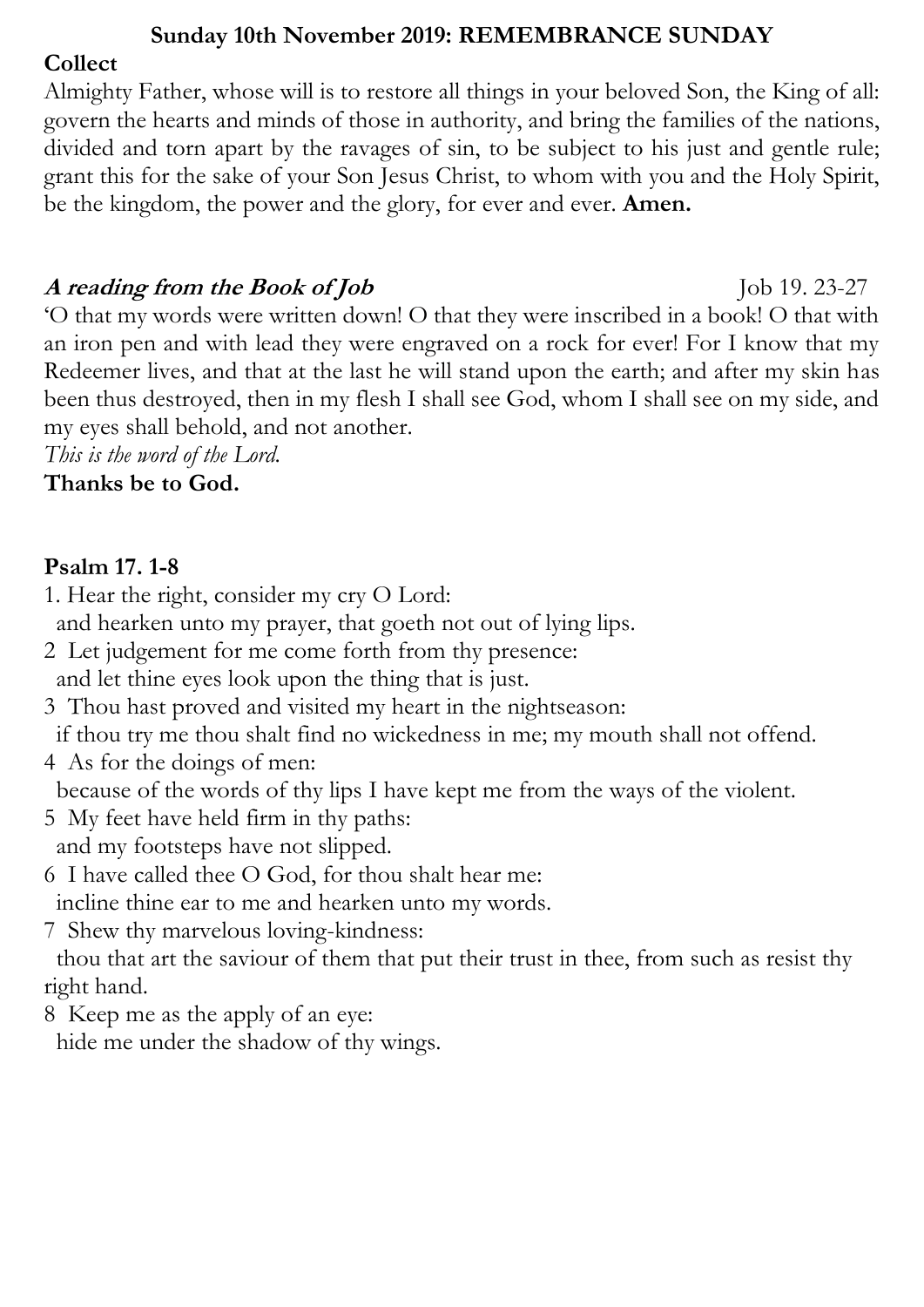**Sunday 10th November 2019: REMEMBRANCE SUNDAY**

**Collect**

Almighty Father, whose will is to restore all things in your beloved Son, the King of all: govern the hearts and minds of those in authority, and bring the families of the nations, divided and torn apart by the ravages of sin, to be subject to his just and gentle rule; grant this for the sake of your Son Jesus Christ, to whom with you and the Holy Spirit, be the kingdom, the power and the glory, for ever and ever. **Amen.**

***A reading from the Book of Job*** Job 19. 23-27

'O that my words were written down! O that they were inscribed in a book! O that with an iron pen and with lead they were engraved on a rock for ever! For I know that my Redeemer lives, and that at the last he will stand upon the earth; and after my skin has been thus destroyed, then in my flesh I shall see God, whom I shall see on my side, and my eyes shall behold, and not another.

*This is the word of the Lord.*

**Thanks be to God.**

**Psalm 17. 1-8**

1. Hear the right, consider my cry O Lord:
  and hearken unto my prayer, that goeth not out of lying lips.
2  Let judgement for me come forth from thy presence:
  and let thine eyes look upon the thing that is just.
3  Thou hast proved and visited my heart in the nightseason:
  if thou try me thou shalt find no wickedness in me; my mouth shall not offend.
4  As for the doings of men:
  because of the words of thy lips I have kept me from the ways of the violent.
5  My feet have held firm in thy paths:
  and my footsteps have not slipped.
6  I have called thee O God, for thou shalt hear me:
  incline thine ear to me and hearken unto my words.
7  Shew thy marvelous loving-kindness:
  thou that art the saviour of them that put their trust in thee, from such as resist thy right hand.
8  Keep me as the apply of an eye:
  hide me under the shadow of thy wings.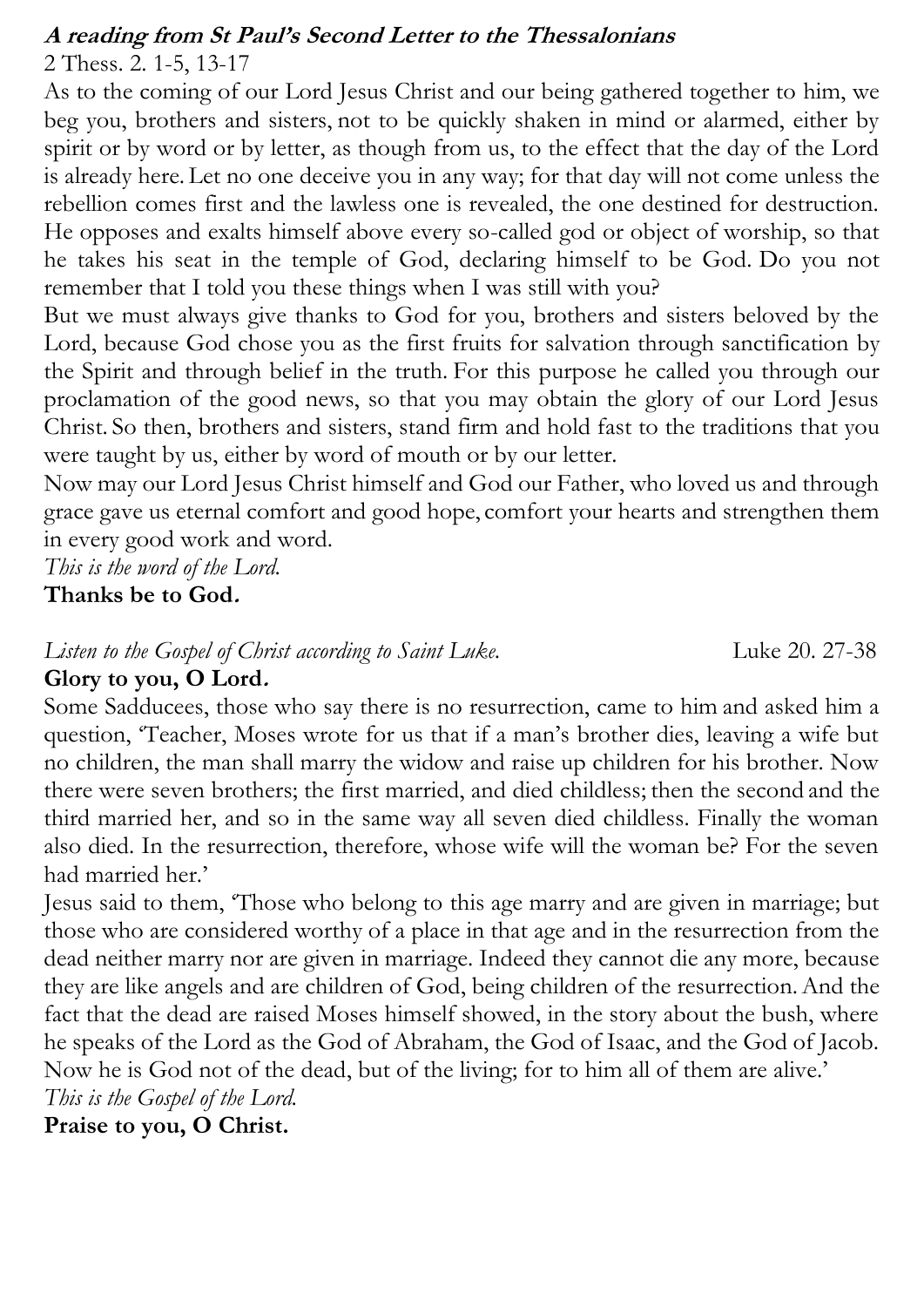**A reading from St Paul's Second Letter to the Thessalonians**

2 Thess. 2. 1-5, 13-17

As to the coming of our Lord Jesus Christ and our being gathered together to him, we beg you, brothers and sisters, not to be quickly shaken in mind or alarmed, either by spirit or by word or by letter, as though from us, to the effect that the day of the Lord is already here. Let no one deceive you in any way; for that day will not come unless the rebellion comes first and the lawless one is revealed, the one destined for destruction. He opposes and exalts himself above every so-called god or object of worship, so that he takes his seat in the temple of God, declaring himself to be God. Do you not remember that I told you these things when I was still with you?

But we must always give thanks to God for you, brothers and sisters beloved by the Lord, because God chose you as the first fruits for salvation through sanctification by the Spirit and through belief in the truth. For this purpose he called you through our proclamation of the good news, so that you may obtain the glory of our Lord Jesus Christ. So then, brothers and sisters, stand firm and hold fast to the traditions that you were taught by us, either by word of mouth or by our letter.

Now may our Lord Jesus Christ himself and God our Father, who loved us and through grace gave us eternal comfort and good hope, comfort your hearts and strengthen them in every good work and word.

*This is the word of the Lord.*

**Thanks be to God.**

*Listen to the Gospel of Christ according to Saint Luke.* Luke 20. 27-38

**Glory to you, O Lord.**

Some Sadducees, those who say there is no resurrection, came to him and asked him a question, 'Teacher, Moses wrote for us that if a man's brother dies, leaving a wife but no children, the man shall marry the widow and raise up children for his brother. Now there were seven brothers; the first married, and died childless; then the second and the third married her, and so in the same way all seven died childless. Finally the woman also died. In the resurrection, therefore, whose wife will the woman be? For the seven had married her.'

Jesus said to them, 'Those who belong to this age marry and are given in marriage; but those who are considered worthy of a place in that age and in the resurrection from the dead neither marry nor are given in marriage. Indeed they cannot die any more, because they are like angels and are children of God, being children of the resurrection. And the fact that the dead are raised Moses himself showed, in the story about the bush, where he speaks of the Lord as the God of Abraham, the God of Isaac, and the God of Jacob. Now he is God not of the dead, but of the living; for to him all of them are alive.'

*This is the Gospel of the Lord.*

**Praise to you, O Christ.**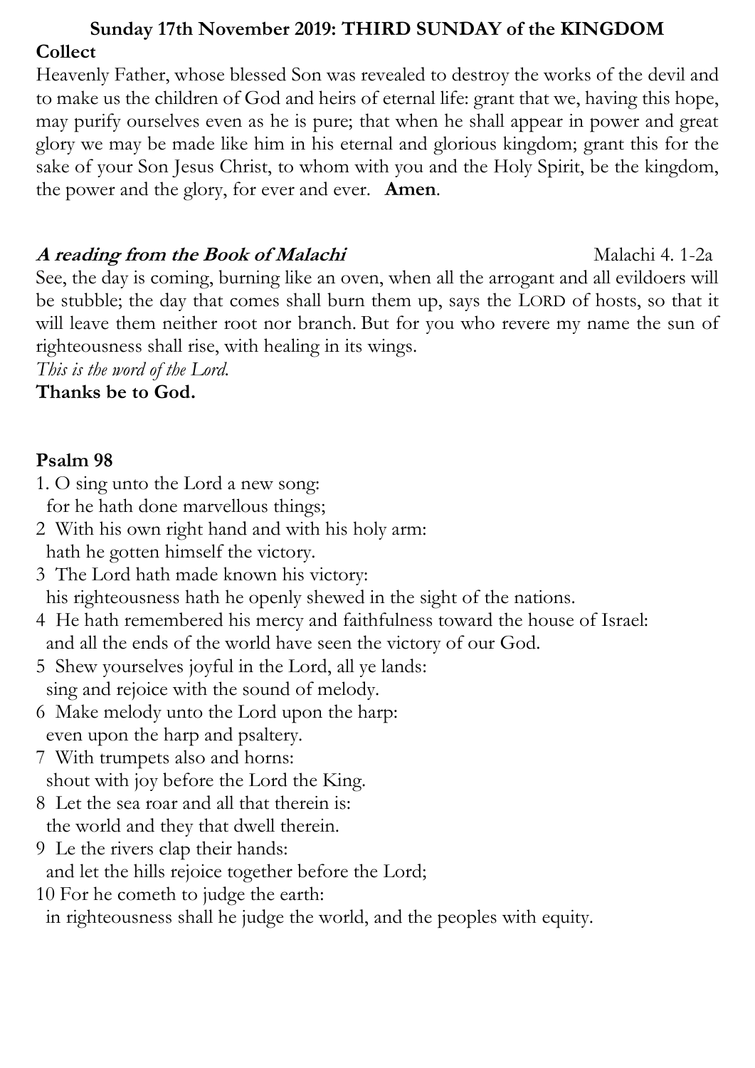## Sunday 17th November 2019: THIRD SUNDAY of the KINGDOM

**Collect**

Heavenly Father, whose blessed Son was revealed to destroy the works of the devil and to make us the children of God and heirs of eternal life: grant that we, having this hope, may purify ourselves even as he is pure; that when he shall appear in power and great glory we may be made like him in his eternal and glorious kingdom; grant this for the sake of your Son Jesus Christ, to whom with you and the Holy Spirit, be the kingdom, the power and the glory, for ever and ever. **Amen**.

***A reading from the Book of Malachi*** Malachi 4. 1-2a

See, the day is coming, burning like an oven, when all the arrogant and all evildoers will be stubble; the day that comes shall burn them up, says the LORD of hosts, so that it will leave them neither root nor branch. But for you who revere my name the sun of righteousness shall rise, with healing in its wings.

*This is the word of the Lord.*

**Thanks be to God.**

**Psalm 98**

1. O sing unto the Lord a new song:
   for he hath done marvellous things;
2. With his own right hand and with his holy arm:
   hath he gotten himself the victory.
3. The Lord hath made known his victory:
   his righteousness hath he openly shewed in the sight of the nations.
4. He hath remembered his mercy and faithfulness toward the house of Israel:
   and all the ends of the world have seen the victory of our God.
5. Shew yourselves joyful in the Lord, all ye lands:
   sing and rejoice with the sound of melody.
6. Make melody unto the Lord upon the harp:
   even upon the harp and psaltery.
7. With trumpets also and horns:
   shout with joy before the Lord the King.
8. Let the sea roar and all that therein is:
   the world and they that dwell therein.
9. Le the rivers clap their hands:
   and let the hills rejoice together before the Lord;
10. For he cometh to judge the earth:
    in righteousness shall he judge the world, and the peoples with equity.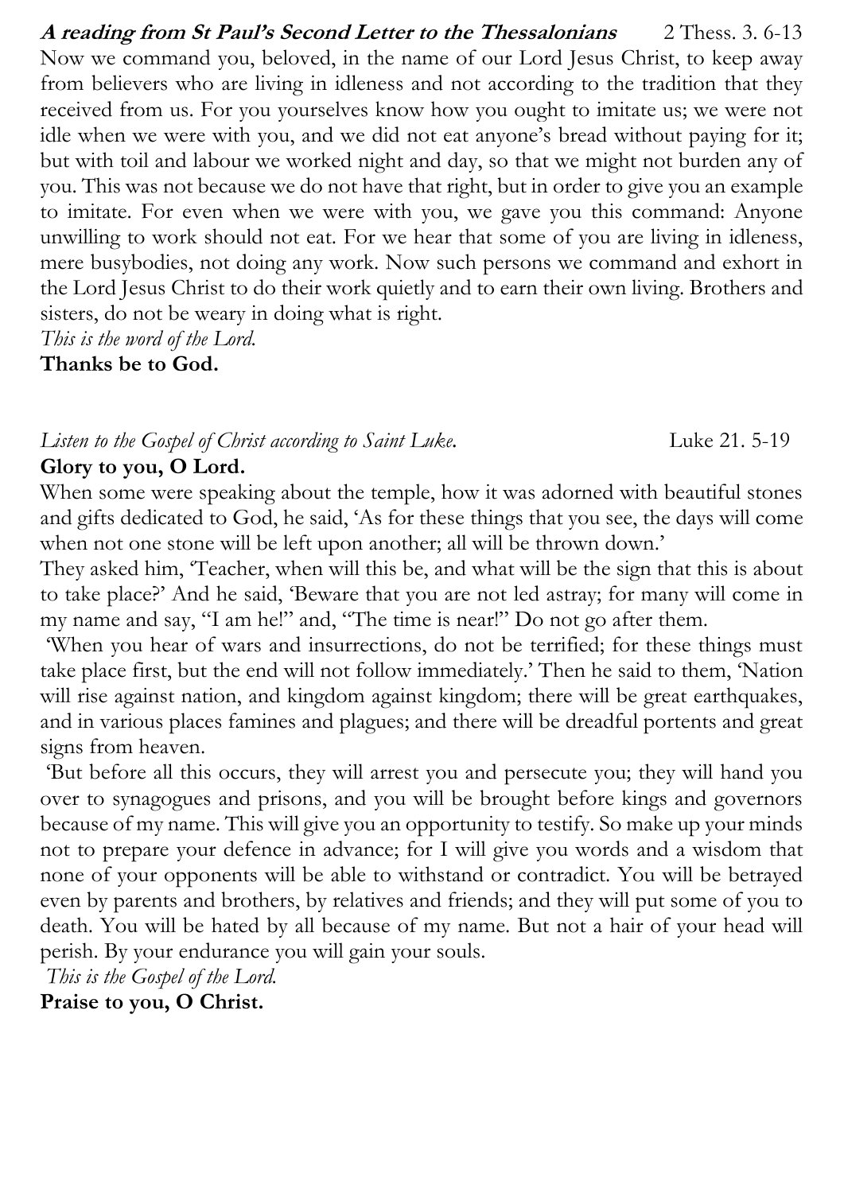***A reading from St Paul's Second Letter to the Thessalonians*** 2 Thess. 3. 6-13

Now we command you, beloved, in the name of our Lord Jesus Christ, to keep away from believers who are living in idleness and not according to the tradition that they received from us. For you yourselves know how you ought to imitate us; we were not idle when we were with you, and we did not eat anyone's bread without paying for it; but with toil and labour we worked night and day, so that we might not burden any of you. This was not because we do not have that right, but in order to give you an example to imitate. For even when we were with you, we gave you this command: Anyone unwilling to work should not eat. For we hear that some of you are living in idleness, mere busybodies, not doing any work. Now such persons we command and exhort in the Lord Jesus Christ to do their work quietly and to earn their own living. Brothers and sisters, do not be weary in doing what is right.

*This is the word of the Lord.*

**Thanks be to God.**

*Listen to the Gospel of Christ according to Saint Luke.* Luke 21. 5-19

**Glory to you, O Lord.**

When some were speaking about the temple, how it was adorned with beautiful stones and gifts dedicated to God, he said, 'As for these things that you see, the days will come when not one stone will be left upon another; all will be thrown down.'

They asked him, 'Teacher, when will this be, and what will be the sign that this is about to take place?' And he said, 'Beware that you are not led astray; for many will come in my name and say, "I am he!" and, "The time is near!" Do not go after them.

'When you hear of wars and insurrections, do not be terrified; for these things must take place first, but the end will not follow immediately.' Then he said to them, 'Nation will rise against nation, and kingdom against kingdom; there will be great earthquakes, and in various places famines and plagues; and there will be dreadful portents and great signs from heaven.

'But before all this occurs, they will arrest you and persecute you; they will hand you over to synagogues and prisons, and you will be brought before kings and governors because of my name. This will give you an opportunity to testify. So make up your minds not to prepare your defence in advance; for I will give you words and a wisdom that none of your opponents will be able to withstand or contradict. You will be betrayed even by parents and brothers, by relatives and friends; and they will put some of you to death. You will be hated by all because of my name. But not a hair of your head will perish. By your endurance you will gain your souls.

*This is the Gospel of the Lord.*

**Praise to you, O Christ.**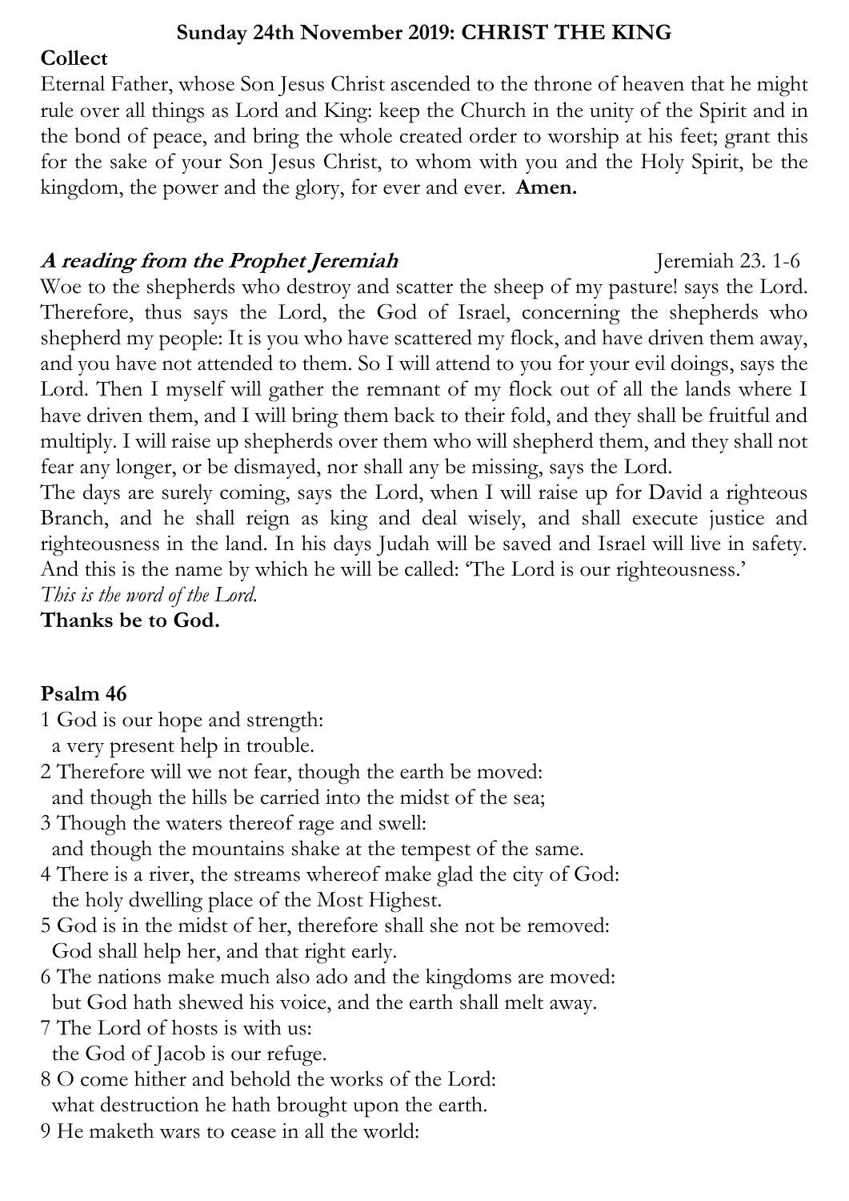**Sunday 24th November 2019: CHRIST THE KING**

**Collect**

Eternal Father, whose Son Jesus Christ ascended to the throne of heaven that he might rule over all things as Lord and King: keep the Church in the unity of the Spirit and in the bond of peace, and bring the whole created order to worship at his feet; grant this for the sake of your Son Jesus Christ, to whom with you and the Holy Spirit, be the kingdom, the power and the glory, for ever and ever. **Amen.**

***A reading from the Prophet Jeremiah*** Jeremiah 23. 1-6

Woe to the shepherds who destroy and scatter the sheep of my pasture! says the Lord. Therefore, thus says the Lord, the God of Israel, concerning the shepherds who shepherd my people: It is you who have scattered my flock, and have driven them away, and you have not attended to them. So I will attend to you for your evil doings, says the Lord. Then I myself will gather the remnant of my flock out of all the lands where I have driven them, and I will bring them back to their fold, and they shall be fruitful and multiply. I will raise up shepherds over them who will shepherd them, and they shall not fear any longer, or be dismayed, nor shall any be missing, says the Lord.

The days are surely coming, says the Lord, when I will raise up for David a righteous Branch, and he shall reign as king and deal wisely, and shall execute justice and righteousness in the land. In his days Judah will be saved and Israel will live in safety. And this is the name by which he will be called: 'The Lord is our righteousness.'

*This is the word of the Lord.*

**Thanks be to God.**

**Psalm 46**

1 God is our hope and strength:
  a very present help in trouble.
2 Therefore will we not fear, though the earth be moved:
  and though the hills be carried into the midst of the sea;
3 Though the waters thereof rage and swell:
  and though the mountains shake at the tempest of the same.
4 There is a river, the streams whereof make glad the city of God:
  the holy dwelling place of the Most Highest.
5 God is in the midst of her, therefore shall she not be removed:
  God shall help her, and that right early.
6 The nations make much also ado and the kingdoms are moved:
  but God hath shewed his voice, and the earth shall melt away.
7 The Lord of hosts is with us:
  the God of Jacob is our refuge.
8 O come hither and behold the works of the Lord:
  what destruction he hath brought upon the earth.
9 He maketh wars to cease in all the world: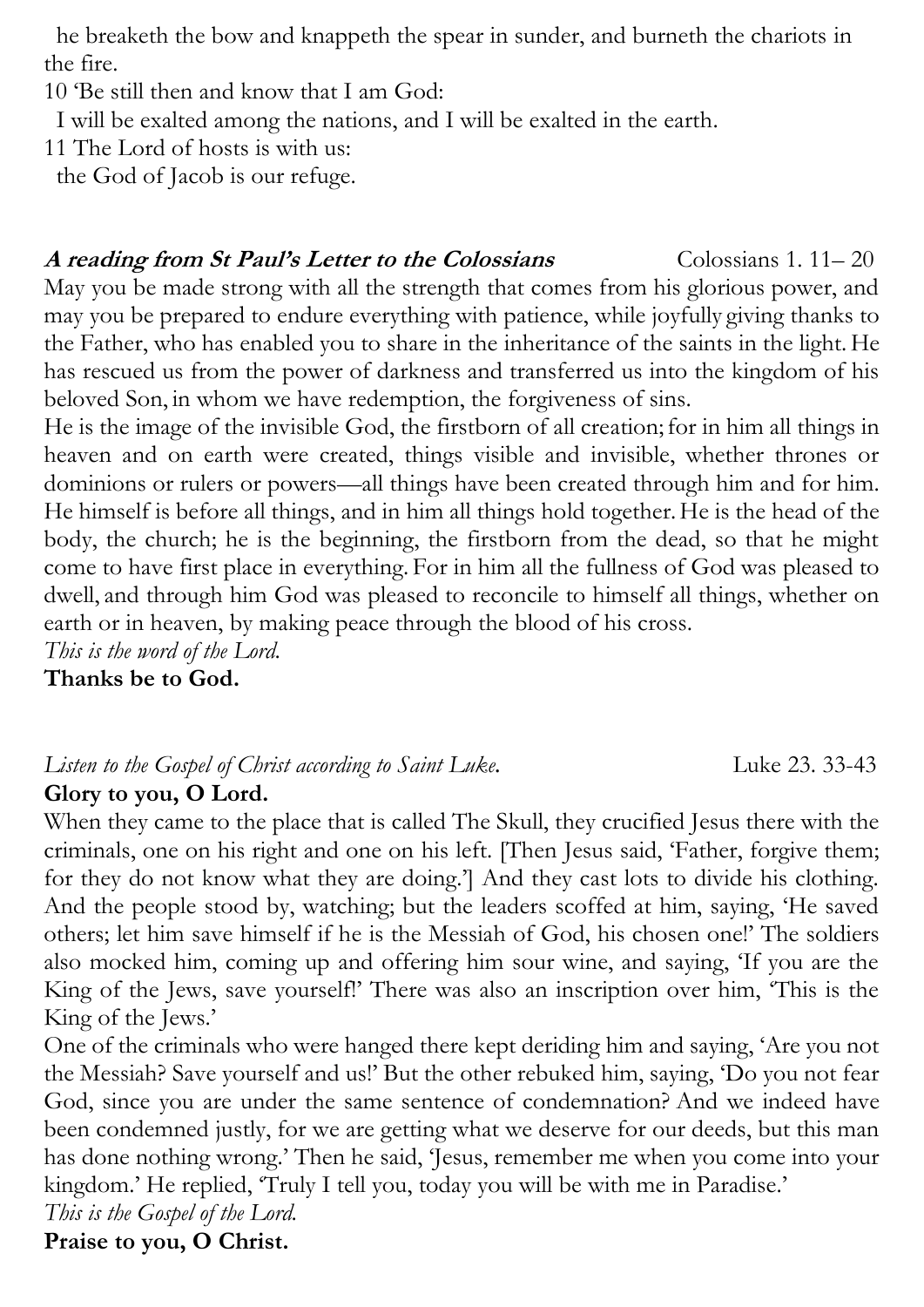he breaketh the bow and knappeth the spear in sunder, and burneth the chariots in the fire.

10 'Be still then and know that I am God:

I will be exalted among the nations, and I will be exalted in the earth.

11 The Lord of hosts is with us:

the God of Jacob is our refuge.

***A reading from St Paul's Letter to the Colossians*** Colossians 1. 11– 20

May you be made strong with all the strength that comes from his glorious power, and may you be prepared to endure everything with patience, while joyfully giving thanks to the Father, who has enabled you to share in the inheritance of the saints in the light. He has rescued us from the power of darkness and transferred us into the kingdom of his beloved Son, in whom we have redemption, the forgiveness of sins.

He is the image of the invisible God, the firstborn of all creation; for in him all things in heaven and on earth were created, things visible and invisible, whether thrones or dominions or rulers or powers—all things have been created through him and for him. He himself is before all things, and in him all things hold together. He is the head of the body, the church; he is the beginning, the firstborn from the dead, so that he might come to have first place in everything. For in him all the fullness of God was pleased to dwell, and through him God was pleased to reconcile to himself all things, whether on earth or in heaven, by making peace through the blood of his cross.

*This is the word of the Lord.*

**Thanks be to God.**

*Listen to the Gospel of Christ according to Saint Luke.* Luke 23. 33-43

**Glory to you, O Lord.**

When they came to the place that is called The Skull, they crucified Jesus there with the criminals, one on his right and one on his left. [Then Jesus said, 'Father, forgive them; for they do not know what they are doing.'] And they cast lots to divide his clothing. And the people stood by, watching; but the leaders scoffed at him, saying, 'He saved others; let him save himself if he is the Messiah of God, his chosen one!' The soldiers also mocked him, coming up and offering him sour wine, and saying, 'If you are the King of the Jews, save yourself!' There was also an inscription over him, 'This is the King of the Jews.'

One of the criminals who were hanged there kept deriding him and saying, 'Are you not the Messiah? Save yourself and us!' But the other rebuked him, saying, 'Do you not fear God, since you are under the same sentence of condemnation? And we indeed have been condemned justly, for we are getting what we deserve for our deeds, but this man has done nothing wrong.' Then he said, 'Jesus, remember me when you come into your kingdom.' He replied, 'Truly I tell you, today you will be with me in Paradise.'

*This is the Gospel of the Lord.*

**Praise to you, O Christ.**